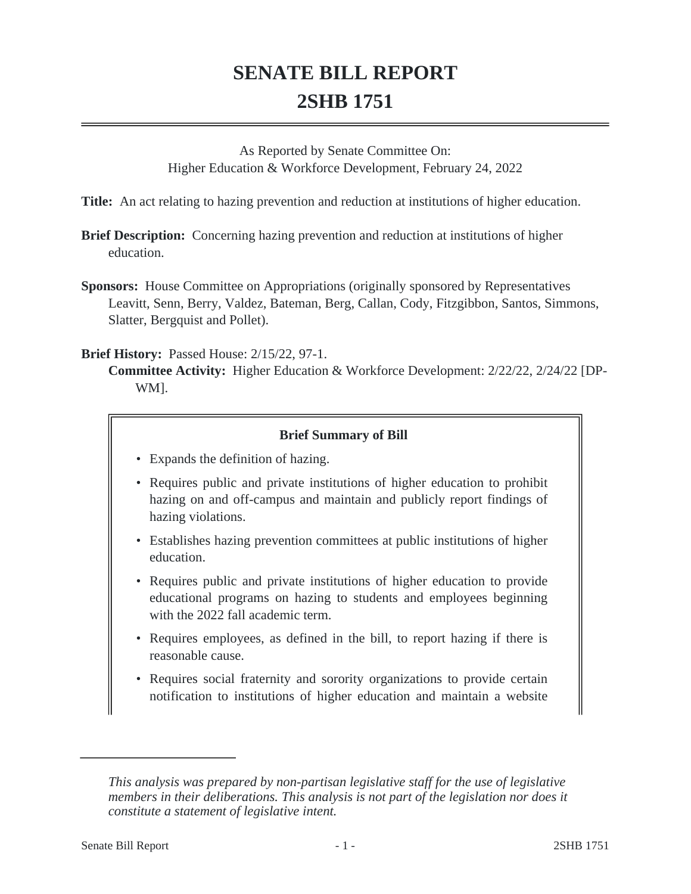# SENATE BILL REPORT
# 2SHB 1751

As Reported by Senate Committee On:
Higher Education & Workforce Development, February 24, 2022

**Title:** An act relating to hazing prevention and reduction at institutions of higher education.

**Brief Description:** Concerning hazing prevention and reduction at institutions of higher education.

**Sponsors:** House Committee on Appropriations (originally sponsored by Representatives Leavitt, Senn, Berry, Valdez, Bateman, Berg, Callan, Cody, Fitzgibbon, Santos, Simmons, Slatter, Bergquist and Pollet).

**Brief History:** Passed House: 2/15/22, 97-1.
**Committee Activity:** Higher Education & Workforce Development: 2/22/22, 2/24/22 [DP-WM].

**Brief Summary of Bill**

- Expands the definition of hazing.
- Requires public and private institutions of higher education to prohibit hazing on and off-campus and maintain and publicly report findings of hazing violations.
- Establishes hazing prevention committees at public institutions of higher education.
- Requires public and private institutions of higher education to provide educational programs on hazing to students and employees beginning with the 2022 fall academic term.
- Requires employees, as defined in the bill, to report hazing if there is reasonable cause.
- Requires social fraternity and sorority organizations to provide certain notification to institutions of higher education and maintain a website

*This analysis was prepared by non-partisan legislative staff for the use of legislative members in their deliberations. This analysis is not part of the legislation nor does it constitute a statement of legislative intent.*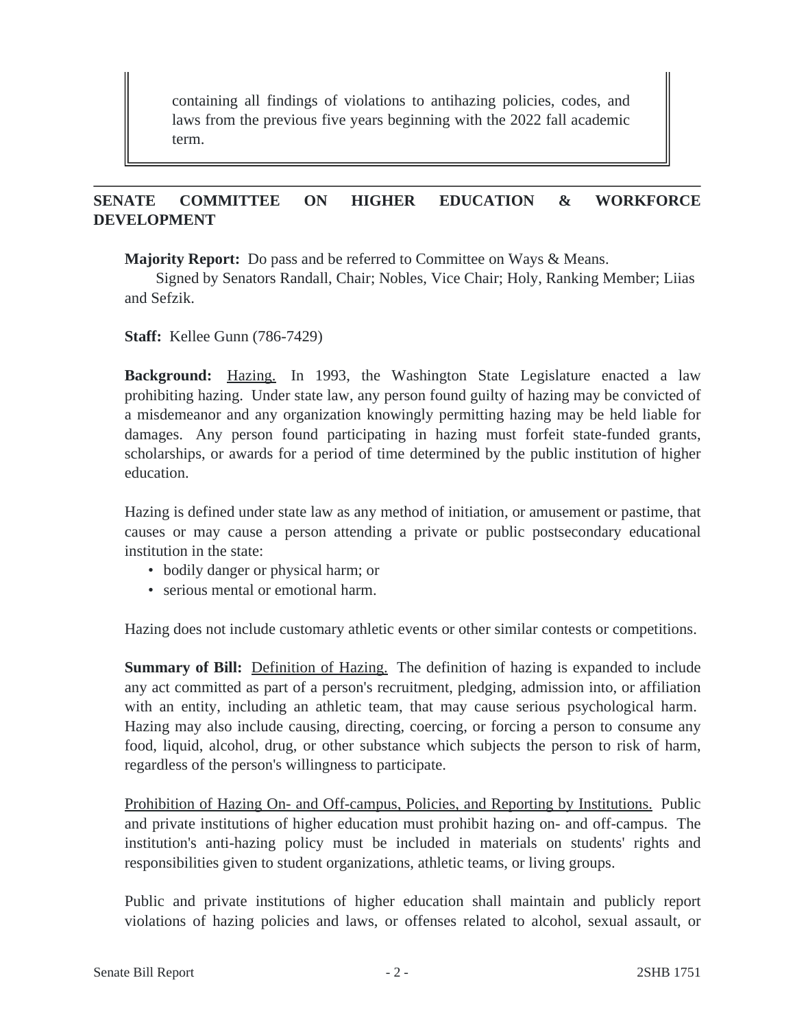containing all findings of violations to antihazing policies, codes, and laws from the previous five years beginning with the 2022 fall academic term.

---

## SENATE COMMITTEE ON HIGHER EDUCATION & WORKFORCE DEVELOPMENT

**Majority Report:** Do pass and be referred to Committee on Ways & Means.
Signed by Senators Randall, Chair; Nobles, Vice Chair; Holy, Ranking Member; Liias and Sefzik.

**Staff:** Kellee Gunn (786-7429)

**Background:** Hazing. In 1993, the Washington State Legislature enacted a law prohibiting hazing. Under state law, any person found guilty of hazing may be convicted of a misdemeanor and any organization knowingly permitting hazing may be held liable for damages. Any person found participating in hazing must forfeit state-funded grants, scholarships, or awards for a period of time determined by the public institution of higher education.

Hazing is defined under state law as any method of initiation, or amusement or pastime, that causes or may cause a person attending a private or public postsecondary educational institution in the state:

- bodily danger or physical harm; or
- serious mental or emotional harm.

Hazing does not include customary athletic events or other similar contests or competitions.

**Summary of Bill:** Definition of Hazing. The definition of hazing is expanded to include any act committed as part of a person's recruitment, pledging, admission into, or affiliation with an entity, including an athletic team, that may cause serious psychological harm. Hazing may also include causing, directing, coercing, or forcing a person to consume any food, liquid, alcohol, drug, or other substance which subjects the person to risk of harm, regardless of the person's willingness to participate.

Prohibition of Hazing On- and Off-campus, Policies, and Reporting by Institutions. Public and private institutions of higher education must prohibit hazing on- and off-campus. The institution's anti-hazing policy must be included in materials on students' rights and responsibilities given to student organizations, athletic teams, or living groups.

Public and private institutions of higher education shall maintain and publicly report violations of hazing policies and laws, or offenses related to alcohol, sexual assault, or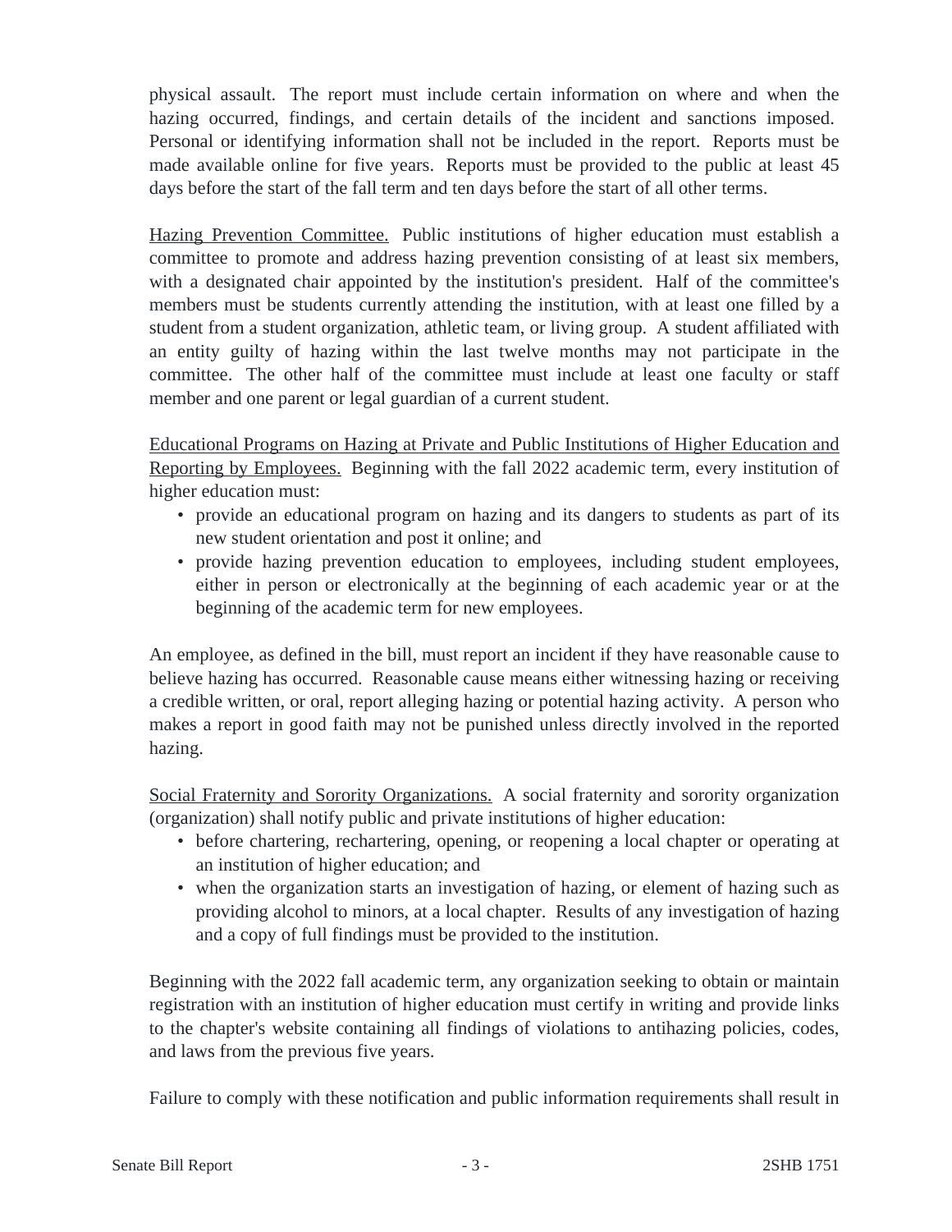physical assault. The report must include certain information on where and when the hazing occurred, findings, and certain details of the incident and sanctions imposed. Personal or identifying information shall not be included in the report. Reports must be made available online for five years. Reports must be provided to the public at least 45 days before the start of the fall term and ten days before the start of all other terms.

Hazing Prevention Committee. Public institutions of higher education must establish a committee to promote and address hazing prevention consisting of at least six members, with a designated chair appointed by the institution's president. Half of the committee's members must be students currently attending the institution, with at least one filled by a student from a student organization, athletic team, or living group. A student affiliated with an entity guilty of hazing within the last twelve months may not participate in the committee. The other half of the committee must include at least one faculty or staff member and one parent or legal guardian of a current student.

Educational Programs on Hazing at Private and Public Institutions of Higher Education and Reporting by Employees. Beginning with the fall 2022 academic term, every institution of higher education must:

- provide an educational program on hazing and its dangers to students as part of its new student orientation and post it online; and
- provide hazing prevention education to employees, including student employees, either in person or electronically at the beginning of each academic year or at the beginning of the academic term for new employees.

An employee, as defined in the bill, must report an incident if they have reasonable cause to believe hazing has occurred. Reasonable cause means either witnessing hazing or receiving a credible written, or oral, report alleging hazing or potential hazing activity. A person who makes a report in good faith may not be punished unless directly involved in the reported hazing.

Social Fraternity and Sorority Organizations. A social fraternity and sorority organization (organization) shall notify public and private institutions of higher education:

- before chartering, rechartering, opening, or reopening a local chapter or operating at an institution of higher education; and
- when the organization starts an investigation of hazing, or element of hazing such as providing alcohol to minors, at a local chapter. Results of any investigation of hazing and a copy of full findings must be provided to the institution.

Beginning with the 2022 fall academic term, any organization seeking to obtain or maintain registration with an institution of higher education must certify in writing and provide links to the chapter's website containing all findings of violations to antihazing policies, codes, and laws from the previous five years.

Failure to comply with these notification and public information requirements shall result in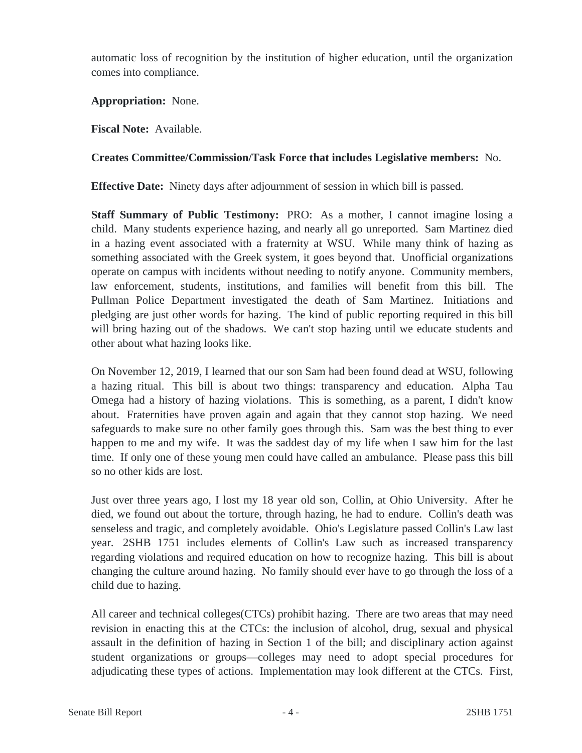automatic loss of recognition by the institution of higher education, until the organization comes into compliance.

**Appropriation:** None.

**Fiscal Note:** Available.

**Creates Committee/Commission/Task Force that includes Legislative members:** No.

**Effective Date:** Ninety days after adjournment of session in which bill is passed.

**Staff Summary of Public Testimony:** PRO: As a mother, I cannot imagine losing a child. Many students experience hazing, and nearly all go unreported. Sam Martinez died in a hazing event associated with a fraternity at WSU. While many think of hazing as something associated with the Greek system, it goes beyond that. Unofficial organizations operate on campus with incidents without needing to notify anyone. Community members, law enforcement, students, institutions, and families will benefit from this bill. The Pullman Police Department investigated the death of Sam Martinez. Initiations and pledging are just other words for hazing. The kind of public reporting required in this bill will bring hazing out of the shadows. We can't stop hazing until we educate students and other about what hazing looks like.

On November 12, 2019, I learned that our son Sam had been found dead at WSU, following a hazing ritual. This bill is about two things: transparency and education. Alpha Tau Omega had a history of hazing violations. This is something, as a parent, I didn't know about. Fraternities have proven again and again that they cannot stop hazing. We need safeguards to make sure no other family goes through this. Sam was the best thing to ever happen to me and my wife. It was the saddest day of my life when I saw him for the last time. If only one of these young men could have called an ambulance. Please pass this bill so no other kids are lost.

Just over three years ago, I lost my 18 year old son, Collin, at Ohio University. After he died, we found out about the torture, through hazing, he had to endure. Collin's death was senseless and tragic, and completely avoidable. Ohio's Legislature passed Collin's Law last year. 2SHB 1751 includes elements of Collin's Law such as increased transparency regarding violations and required education on how to recognize hazing. This bill is about changing the culture around hazing. No family should ever have to go through the loss of a child due to hazing.

All career and technical colleges(CTCs) prohibit hazing. There are two areas that may need revision in enacting this at the CTCs: the inclusion of alcohol, drug, sexual and physical assault in the definition of hazing in Section 1 of the bill; and disciplinary action against student organizations or groups—colleges may need to adopt special procedures for adjudicating these types of actions. Implementation may look different at the CTCs. First,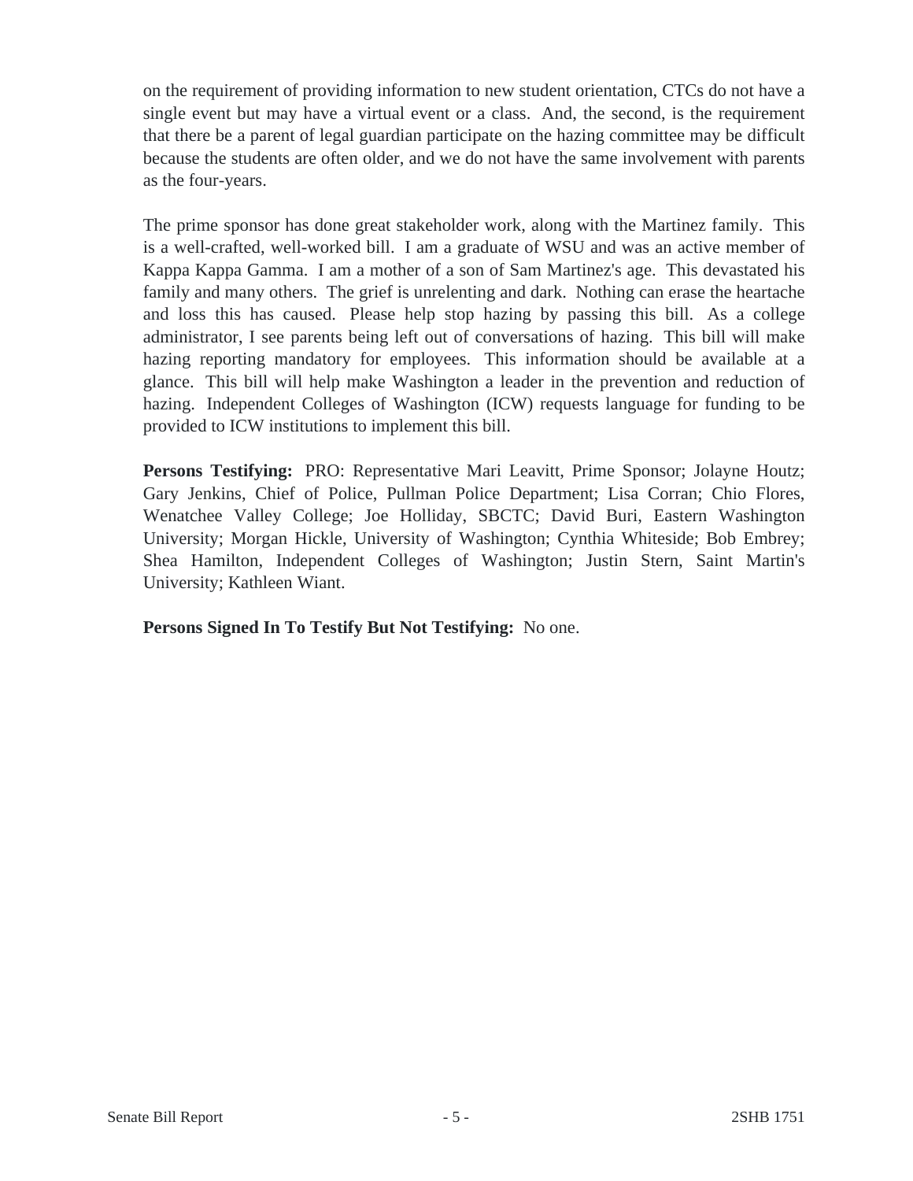on the requirement of providing information to new student orientation, CTCs do not have a single event but may have a virtual event or a class. And, the second, is the requirement that there be a parent of legal guardian participate on the hazing committee may be difficult because the students are often older, and we do not have the same involvement with parents as the four-years.

The prime sponsor has done great stakeholder work, along with the Martinez family. This is a well-crafted, well-worked bill. I am a graduate of WSU and was an active member of Kappa Kappa Gamma. I am a mother of a son of Sam Martinez's age. This devastated his family and many others. The grief is unrelenting and dark. Nothing can erase the heartache and loss this has caused. Please help stop hazing by passing this bill. As a college administrator, I see parents being left out of conversations of hazing. This bill will make hazing reporting mandatory for employees. This information should be available at a glance. This bill will help make Washington a leader in the prevention and reduction of hazing. Independent Colleges of Washington (ICW) requests language for funding to be provided to ICW institutions to implement this bill.

**Persons Testifying:** PRO: Representative Mari Leavitt, Prime Sponsor; Jolayne Houtz; Gary Jenkins, Chief of Police, Pullman Police Department; Lisa Corran; Chio Flores, Wenatchee Valley College; Joe Holliday, SBCTC; David Buri, Eastern Washington University; Morgan Hickle, University of Washington; Cynthia Whiteside; Bob Embrey; Shea Hamilton, Independent Colleges of Washington; Justin Stern, Saint Martin's University; Kathleen Wiant.

**Persons Signed In To Testify But Not Testifying:** No one.